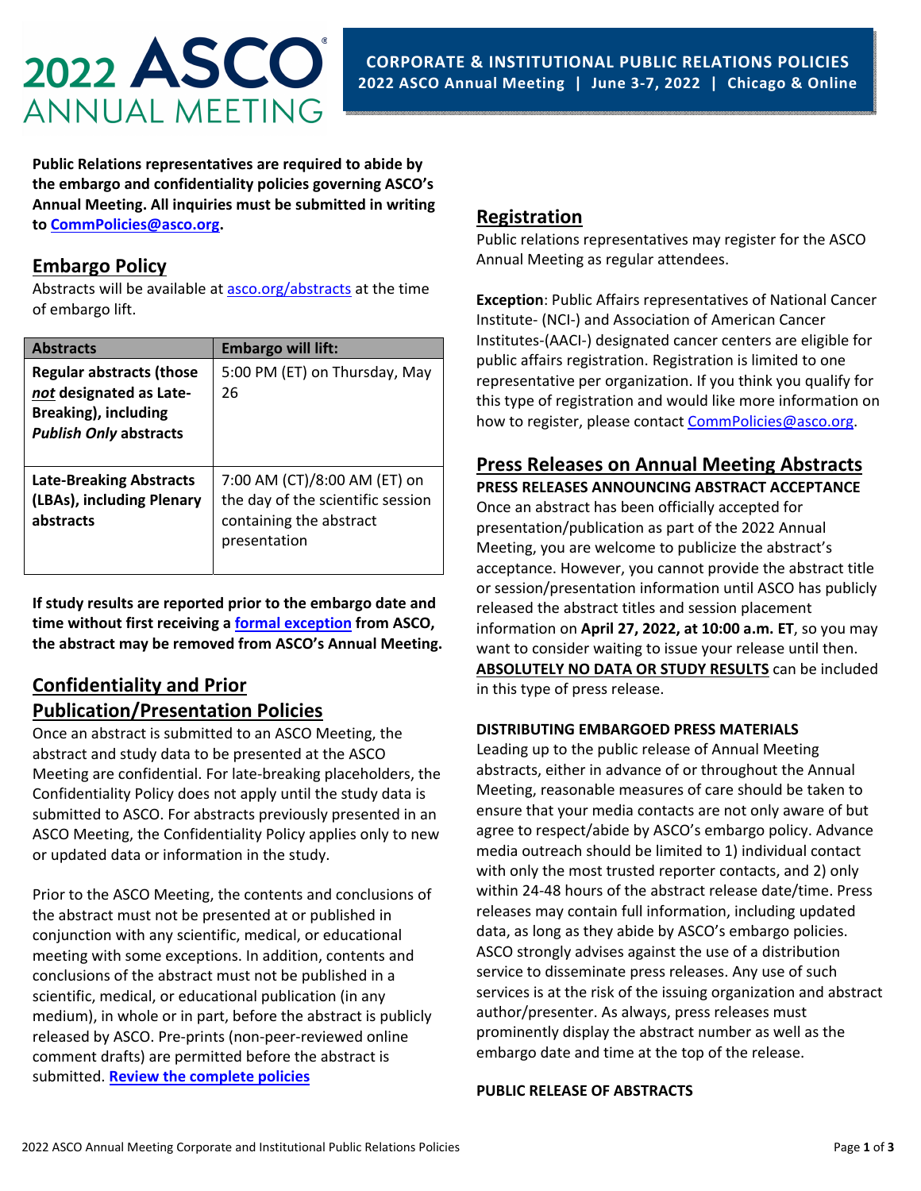# 2022 ASCO ANNUAL MEETING

**CORPORATE & INSTITUTIONAL PUBLIC RELATIONS POLICIES**
**2022 ASCO Annual Meeting | June 3-7, 2022 | Chicago & Online**

**Public Relations representatives are required to abide by the embargo and confidentiality policies governing ASCO's Annual Meeting. All inquiries must be submitted in writing to CommPolicies@asco.org.**

## Embargo Policy

Abstracts will be available at asco.org/abstracts at the time of embargo lift.

| Abstracts | Embargo will lift: |
|---|---|
| **Regular abstracts (those *not* designated as Late-Breaking), including *Publish Only* abstracts** | 5:00 PM (ET) on Thursday, May 26 |
| **Late-Breaking Abstracts (LBAs), including Plenary abstracts** | 7:00 AM (CT)/8:00 AM (ET) on the day of the scientific session containing the abstract presentation |

**If study results are reported prior to the embargo date and time without first receiving a formal exception from ASCO, the abstract may be removed from ASCO's Annual Meeting.**

## Confidentiality and Prior Publication/Presentation Policies

Once an abstract is submitted to an ASCO Meeting, the abstract and study data to be presented at the ASCO Meeting are confidential. For late-breaking placeholders, the Confidentiality Policy does not apply until the study data is submitted to ASCO. For abstracts previously presented in an ASCO Meeting, the Confidentiality Policy applies only to new or updated data or information in the study.

Prior to the ASCO Meeting, the contents and conclusions of the abstract must not be presented at or published in conjunction with any scientific, medical, or educational meeting with some exceptions. In addition, contents and conclusions of the abstract must not be published in a scientific, medical, or educational publication (in any medium), in whole or in part, before the abstract is publicly released by ASCO. Pre-prints (non-peer-reviewed online comment drafts) are permitted before the abstract is submitted. **Review the complete policies**

## Registration

Public relations representatives may register for the ASCO Annual Meeting as regular attendees.

**Exception**: Public Affairs representatives of National Cancer Institute- (NCI-) and Association of American Cancer Institutes-(AACI-) designated cancer centers are eligible for public affairs registration. Registration is limited to one representative per organization. If you think you qualify for this type of registration and would like more information on how to register, please contact CommPolicies@asco.org.

## Press Releases on Annual Meeting Abstracts

**PRESS RELEASES ANNOUNCING ABSTRACT ACCEPTANCE**

Once an abstract has been officially accepted for presentation/publication as part of the 2022 Annual Meeting, you are welcome to publicize the abstract's acceptance. However, you cannot provide the abstract title or session/presentation information until ASCO has publicly released the abstract titles and session placement information on **April 27, 2022, at 10:00 a.m. ET**, so you may want to consider waiting to issue your release until then. **ABSOLUTELY NO DATA OR STUDY RESULTS** can be included in this type of press release.

**DISTRIBUTING EMBARGOED PRESS MATERIALS**

Leading up to the public release of Annual Meeting abstracts, either in advance of or throughout the Annual Meeting, reasonable measures of care should be taken to ensure that your media contacts are not only aware of but agree to respect/abide by ASCO's embargo policy. Advance media outreach should be limited to 1) individual contact with only the most trusted reporter contacts, and 2) only within 24-48 hours of the abstract release date/time. Press releases may contain full information, including updated data, as long as they abide by ASCO's embargo policies. ASCO strongly advises against the use of a distribution service to disseminate press releases. Any use of such services is at the risk of the issuing organization and abstract author/presenter. As always, press releases must prominently display the abstract number as well as the embargo date and time at the top of the release.

**PUBLIC RELEASE OF ABSTRACTS**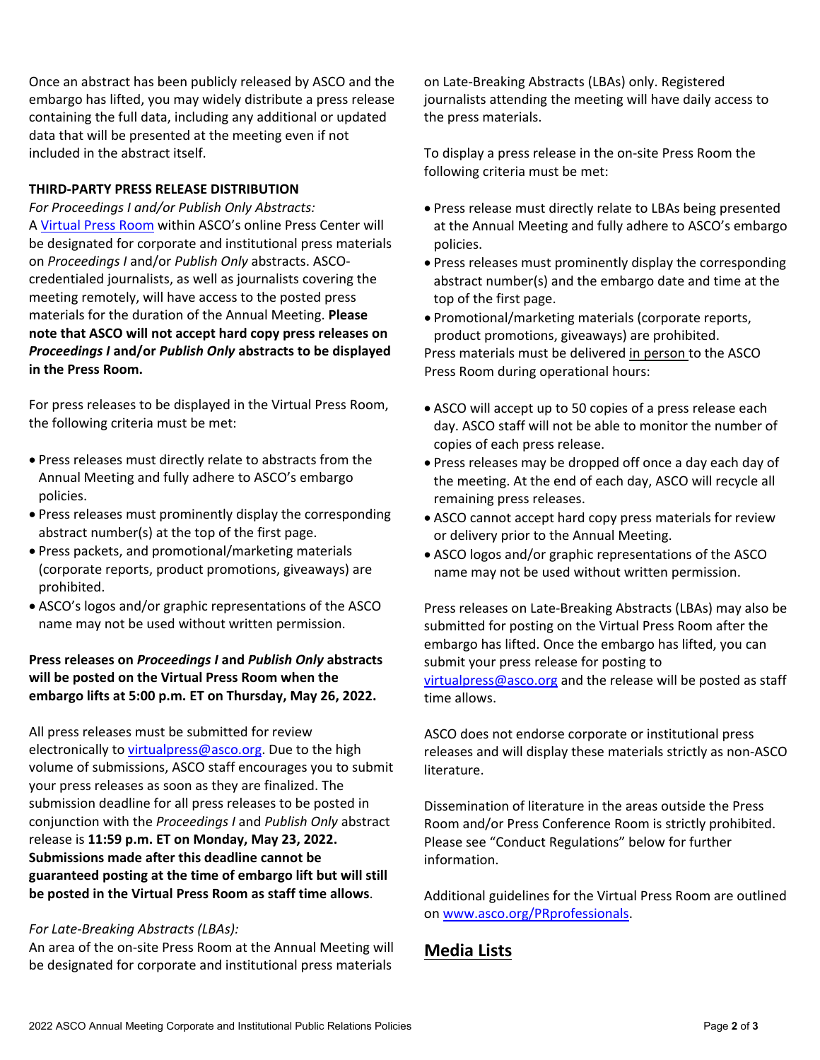Once an abstract has been publicly released by ASCO and the embargo has lifted, you may widely distribute a press release containing the full data, including any additional or updated data that will be presented at the meeting even if not included in the abstract itself.

**THIRD-PARTY PRESS RELEASE DISTRIBUTION**

*For Proceedings I and/or Publish Only Abstracts:*

A Virtual Press Room within ASCO's online Press Center will be designated for corporate and institutional press materials on *Proceedings I* and/or *Publish Only* abstracts. ASCO-credentialed journalists, as well as journalists covering the meeting remotely, will have access to the posted press materials for the duration of the Annual Meeting. **Please note that ASCO will not accept hard copy press releases on *Proceedings I* and/or *Publish Only* abstracts to be displayed in the Press Room.**

For press releases to be displayed in the Virtual Press Room, the following criteria must be met:

- Press releases must directly relate to abstracts from the Annual Meeting and fully adhere to ASCO's embargo policies.
- Press releases must prominently display the corresponding abstract number(s) at the top of the first page.
- Press packets, and promotional/marketing materials (corporate reports, product promotions, giveaways) are prohibited.
- ASCO's logos and/or graphic representations of the ASCO name may not be used without written permission.

**Press releases on *Proceedings I* and *Publish Only* abstracts will be posted on the Virtual Press Room when the embargo lifts at 5:00 p.m. ET on Thursday, May 26, 2022.**

All press releases must be submitted for review electronically to virtualpress@asco.org. Due to the high volume of submissions, ASCO staff encourages you to submit your press releases as soon as they are finalized. The submission deadline for all press releases to be posted in conjunction with the *Proceedings I* and *Publish Only* abstract release is **11:59 p.m. ET on Monday, May 23, 2022. Submissions made after this deadline cannot be guaranteed posting at the time of embargo lift but will still be posted in the Virtual Press Room as staff time allows**.

*For Late-Breaking Abstracts (LBAs):*

An area of the on-site Press Room at the Annual Meeting will be designated for corporate and institutional press materials on Late-Breaking Abstracts (LBAs) only. Registered journalists attending the meeting will have daily access to the press materials.

To display a press release in the on-site Press Room the following criteria must be met:

- Press release must directly relate to LBAs being presented at the Annual Meeting and fully adhere to ASCO's embargo policies.
- Press releases must prominently display the corresponding abstract number(s) and the embargo date and time at the top of the first page.
- Promotional/marketing materials (corporate reports, product promotions, giveaways) are prohibited.

Press materials must be delivered in person to the ASCO Press Room during operational hours:

- ASCO will accept up to 50 copies of a press release each day. ASCO staff will not be able to monitor the number of copies of each press release.
- Press releases may be dropped off once a day each day of the meeting. At the end of each day, ASCO will recycle all remaining press releases.
- ASCO cannot accept hard copy press materials for review or delivery prior to the Annual Meeting.
- ASCO logos and/or graphic representations of the ASCO name may not be used without written permission.

Press releases on Late-Breaking Abstracts (LBAs) may also be submitted for posting on the Virtual Press Room after the embargo has lifted. Once the embargo has lifted, you can submit your press release for posting to virtualpress@asco.org and the release will be posted as staff time allows.

ASCO does not endorse corporate or institutional press releases and will display these materials strictly as non-ASCO literature.

Dissemination of literature in the areas outside the Press Room and/or Press Conference Room is strictly prohibited. Please see "Conduct Regulations" below for further information.

Additional guidelines for the Virtual Press Room are outlined on www.asco.org/PRprofessionals.

## Media Lists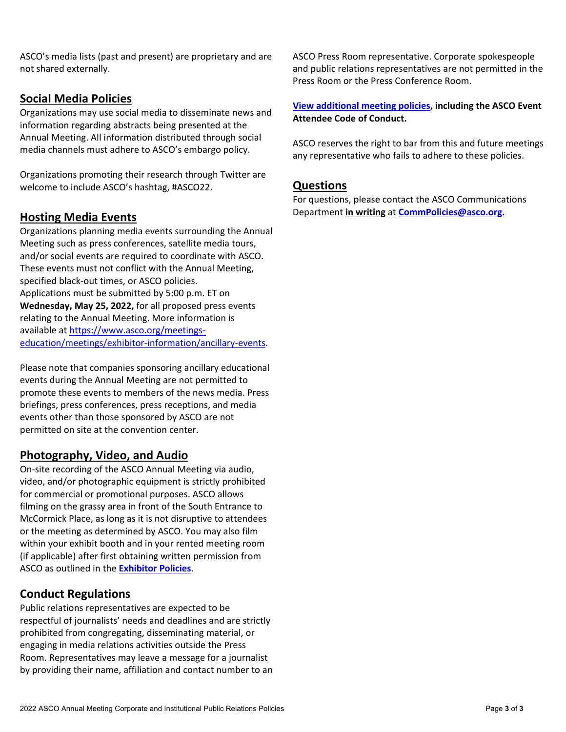ASCO's media lists (past and present) are proprietary and are not shared externally.

## Social Media Policies

Organizations may use social media to disseminate news and information regarding abstracts being presented at the Annual Meeting. All information distributed through social media channels must adhere to ASCO's embargo policy.

Organizations promoting their research through Twitter are welcome to include ASCO's hashtag, #ASCO22.

## Hosting Media Events

Organizations planning media events surrounding the Annual Meeting such as press conferences, satellite media tours, and/or social events are required to coordinate with ASCO. These events must not conflict with the Annual Meeting, specified black-out times, or ASCO policies. Applications must be submitted by 5:00 p.m. ET on **Wednesday, May 25, 2022,** for all proposed press events relating to the Annual Meeting. More information is available at https://www.asco.org/meetings-education/meetings/exhibitor-information/ancillary-events.

Please note that companies sponsoring ancillary educational events during the Annual Meeting are not permitted to promote these events to members of the news media. Press briefings, press conferences, press receptions, and media events other than those sponsored by ASCO are not permitted on site at the convention center.

## Photography, Video, and Audio

On-site recording of the ASCO Annual Meeting via audio, video, and/or photographic equipment is strictly prohibited for commercial or promotional purposes. ASCO allows filming on the grassy area in front of the South Entrance to McCormick Place, as long as it is not disruptive to attendees or the meeting as determined by ASCO. You may also film within your exhibit booth and in your rented meeting room (if applicable) after first obtaining written permission from ASCO as outlined in the **Exhibitor Policies**.

## Conduct Regulations

Public relations representatives are expected to be respectful of journalists' needs and deadlines and are strictly prohibited from congregating, disseminating material, or engaging in media relations activities outside the Press Room. Representatives may leave a message for a journalist by providing their name, affiliation and contact number to an ASCO Press Room representative. Corporate spokespeople and public relations representatives are not permitted in the Press Room or the Press Conference Room.

**View additional meeting policies, including the ASCO Event Attendee Code of Conduct.**

ASCO reserves the right to bar from this and future meetings any representative who fails to adhere to these policies.

## Questions

For questions, please contact the ASCO Communications Department **in writing** at **CommPolicies@asco.org.**